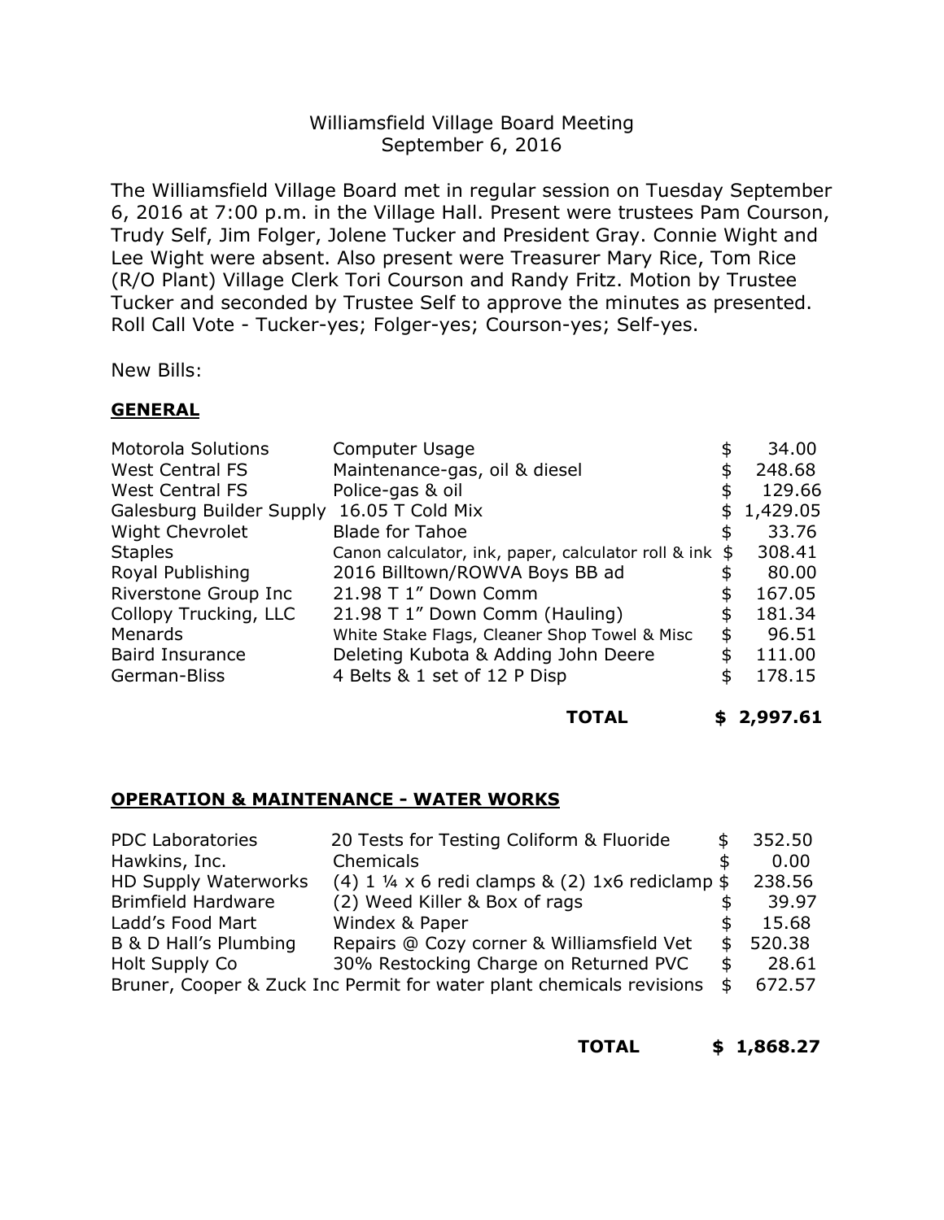Williamsfield Village Board Meeting
September 6, 2016

The Williamsfield Village Board met in regular session on Tuesday September 6, 2016 at 7:00 p.m. in the Village Hall. Present were trustees Pam Courson, Trudy Self, Jim Folger, Jolene Tucker and President Gray. Connie Wight and Lee Wight were absent. Also present were Treasurer Mary Rice, Tom Rice (R/O Plant) Village Clerk Tori Courson and Randy Fritz. Motion by Trustee Tucker and seconded by Trustee Self to approve the minutes as presented. Roll Call Vote - Tucker-yes; Folger-yes; Courson-yes; Self-yes.

New Bills:

**GENERAL**

| | | |
|---|---|---|
| Motorola Solutions | Computer Usage | $ 34.00 |
| West Central FS | Maintenance-gas, oil & diesel | $ 248.68 |
| West Central FS | Police-gas & oil | $ 129.66 |
| Galesburg Builder Supply | 16.05 T Cold Mix | $ 1,429.05 |
| Wight Chevrolet | Blade for Tahoe | $ 33.76 |
| Staples | Canon calculator, ink, paper, calculator roll & ink | $ 308.41 |
| Royal Publishing | 2016 Billtown/ROWVA Boys BB ad | $ 80.00 |
| Riverstone Group Inc | 21.98 T 1" Down Comm | $ 167.05 |
| Collopy Trucking, LLC | 21.98 T 1" Down Comm (Hauling) | $ 181.34 |
| Menards | White Stake Flags, Cleaner Shop Towel & Misc | $ 96.51 |
| Baird Insurance | Deleting Kubota & Adding John Deere | $ 111.00 |
| German-Bliss | 4 Belts & 1 set of 12 P Disp | $ 178.15 |
| | **TOTAL** | **$ 2,997.61** |

**OPERATION & MAINTENANCE - WATER WORKS**

| | | |
|---|---|---|
| PDC Laboratories | 20 Tests for Testing Coliform & Fluoride | $ 352.50 |
| Hawkins, Inc. | Chemicals | $ 0.00 |
| HD Supply Waterworks | (4) 1 ¼ x 6 redi clamps & (2) 1x6 rediclamp | $ 238.56 |
| Brimfield Hardware | (2) Weed Killer & Box of rags | $ 39.97 |
| Ladd's Food Mart | Windex & Paper | $ 15.68 |
| B & D Hall's Plumbing | Repairs @ Cozy corner & Williamsfield Vet | $ 520.38 |
| Holt Supply Co | 30% Restocking Charge on Returned PVC | $ 28.61 |
| Bruner, Cooper & Zuck Inc | Permit for water plant chemicals revisions | $ 672.57 |
| | **TOTAL** | **$ 1,868.27** |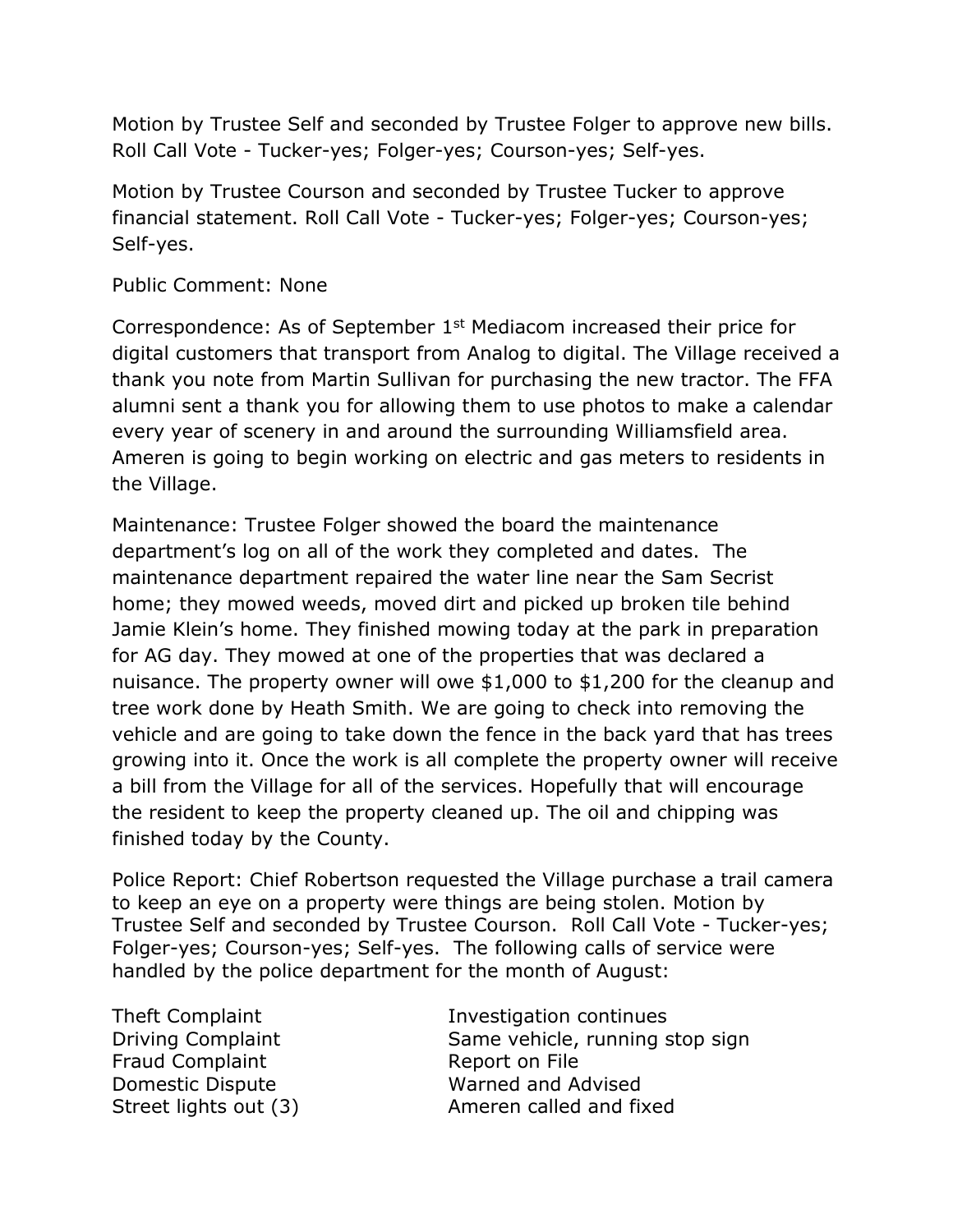Motion by Trustee Self and seconded by Trustee Folger to approve new bills. Roll Call Vote - Tucker-yes; Folger-yes; Courson-yes; Self-yes.

Motion by Trustee Courson and seconded by Trustee Tucker to approve financial statement. Roll Call Vote - Tucker-yes; Folger-yes; Courson-yes; Self-yes.

Public Comment: None

Correspondence: As of September 1st Mediacom increased their price for digital customers that transport from Analog to digital. The Village received a thank you note from Martin Sullivan for purchasing the new tractor. The FFA alumni sent a thank you for allowing them to use photos to make a calendar every year of scenery in and around the surrounding Williamsfield area. Ameren is going to begin working on electric and gas meters to residents in the Village.

Maintenance: Trustee Folger showed the board the maintenance department's log on all of the work they completed and dates. The maintenance department repaired the water line near the Sam Secrist home; they mowed weeds, moved dirt and picked up broken tile behind Jamie Klein's home. They finished mowing today at the park in preparation for AG day. They mowed at one of the properties that was declared a nuisance. The property owner will owe $1,000 to $1,200 for the cleanup and tree work done by Heath Smith. We are going to check into removing the vehicle and are going to take down the fence in the back yard that has trees growing into it. Once the work is all complete the property owner will receive a bill from the Village for all of the services. Hopefully that will encourage the resident to keep the property cleaned up. The oil and chipping was finished today by the County.

Police Report: Chief Robertson requested the Village purchase a trail camera to keep an eye on a property were things are being stolen. Motion by Trustee Self and seconded by Trustee Courson. Roll Call Vote - Tucker-yes; Folger-yes; Courson-yes; Self-yes. The following calls of service were handled by the police department for the month of August:

| | |
|---|---|
| Theft Complaint | Investigation continues |
| Driving Complaint | Same vehicle, running stop sign |
| Fraud Complaint | Report on File |
| Domestic Dispute | Warned and Advised |
| Street lights out (3) | Ameren called and fixed |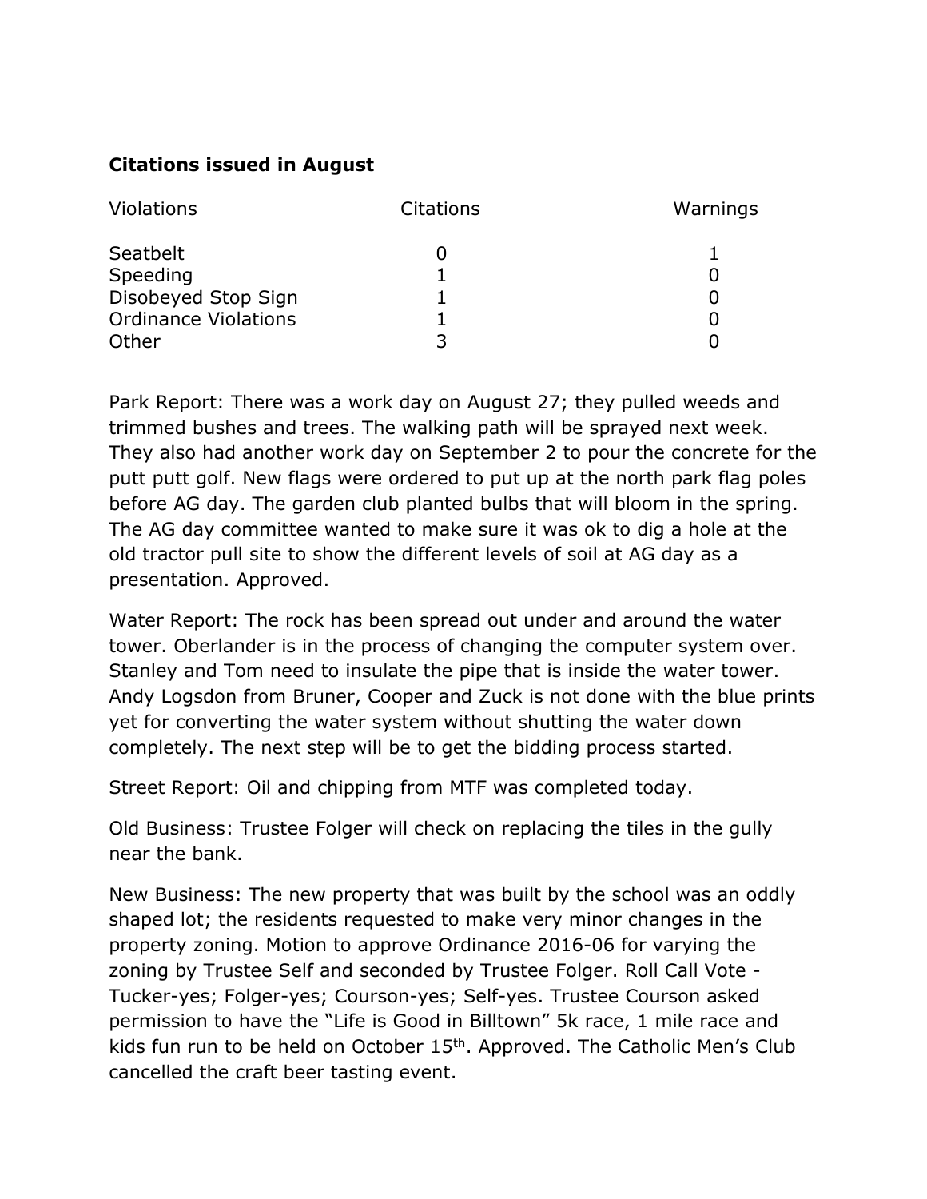**Citations issued in August**

| Violations | Citations | Warnings |
|---|---|---|
| Seatbelt | 0 | 1 |
| Speeding | 1 | 0 |
| Disobeyed Stop Sign | 1 | 0 |
| Ordinance Violations | 1 | 0 |
| Other | 3 | 0 |

Park Report: There was a work day on August 27; they pulled weeds and trimmed bushes and trees. The walking path will be sprayed next week. They also had another work day on September 2 to pour the concrete for the putt putt golf. New flags were ordered to put up at the north park flag poles before AG day. The garden club planted bulbs that will bloom in the spring. The AG day committee wanted to make sure it was ok to dig a hole at the old tractor pull site to show the different levels of soil at AG day as a presentation. Approved.

Water Report: The rock has been spread out under and around the water tower. Oberlander is in the process of changing the computer system over. Stanley and Tom need to insulate the pipe that is inside the water tower. Andy Logsdon from Bruner, Cooper and Zuck is not done with the blue prints yet for converting the water system without shutting the water down completely. The next step will be to get the bidding process started.

Street Report: Oil and chipping from MTF was completed today.

Old Business: Trustee Folger will check on replacing the tiles in the gully near the bank.

New Business: The new property that was built by the school was an oddly shaped lot; the residents requested to make very minor changes in the property zoning. Motion to approve Ordinance 2016-06 for varying the zoning by Trustee Self and seconded by Trustee Folger. Roll Call Vote - Tucker-yes; Folger-yes; Courson-yes; Self-yes. Trustee Courson asked permission to have the "Life is Good in Billtown" 5k race, 1 mile race and kids fun run to be held on October 15th. Approved. The Catholic Men's Club cancelled the craft beer tasting event.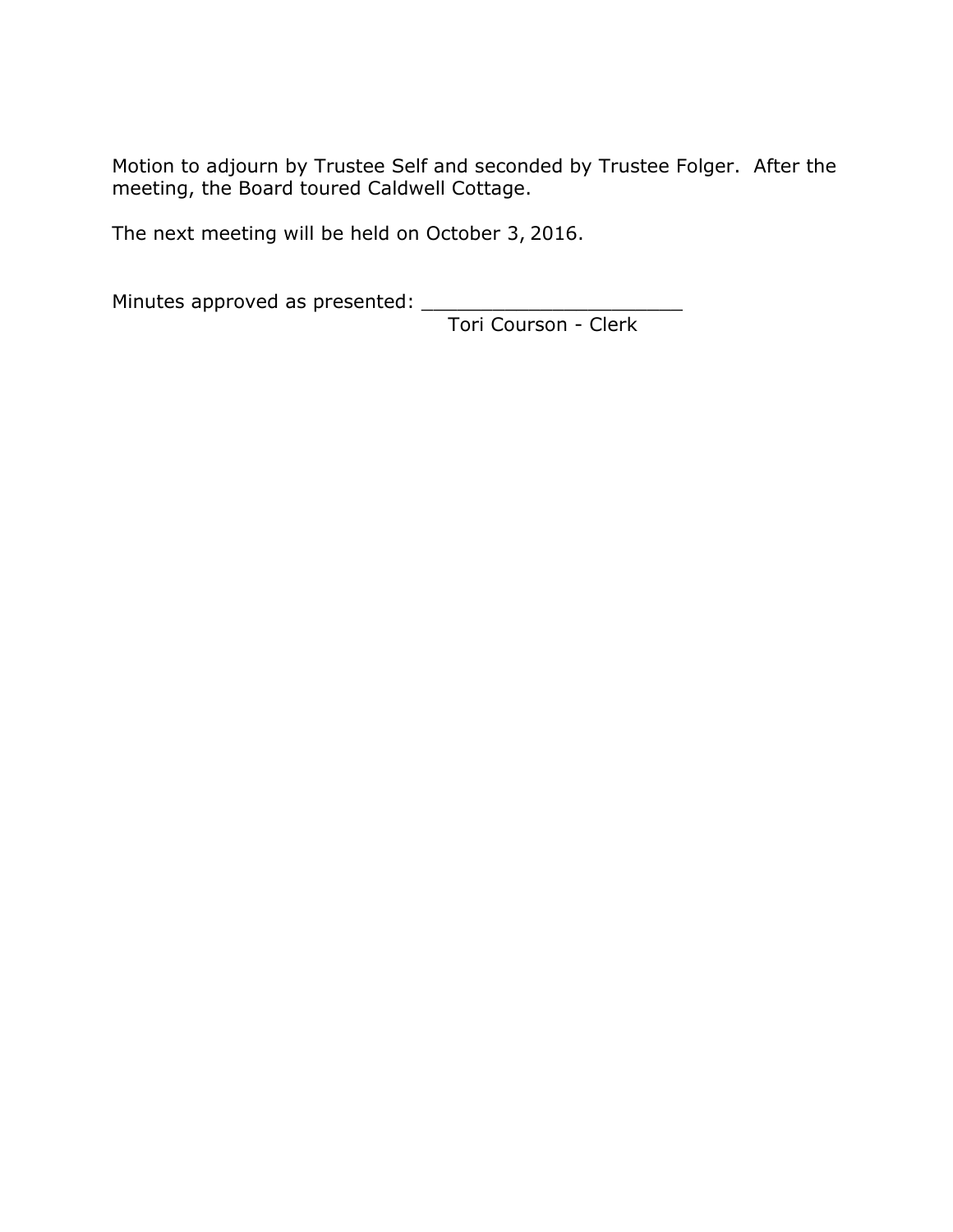Motion to adjourn by Trustee Self and seconded by Trustee Folger. After the meeting, the Board toured Caldwell Cottage.

The next meeting will be held on October 3, 2016.

Minutes approved as presented: ______________________
Tori Courson - Clerk